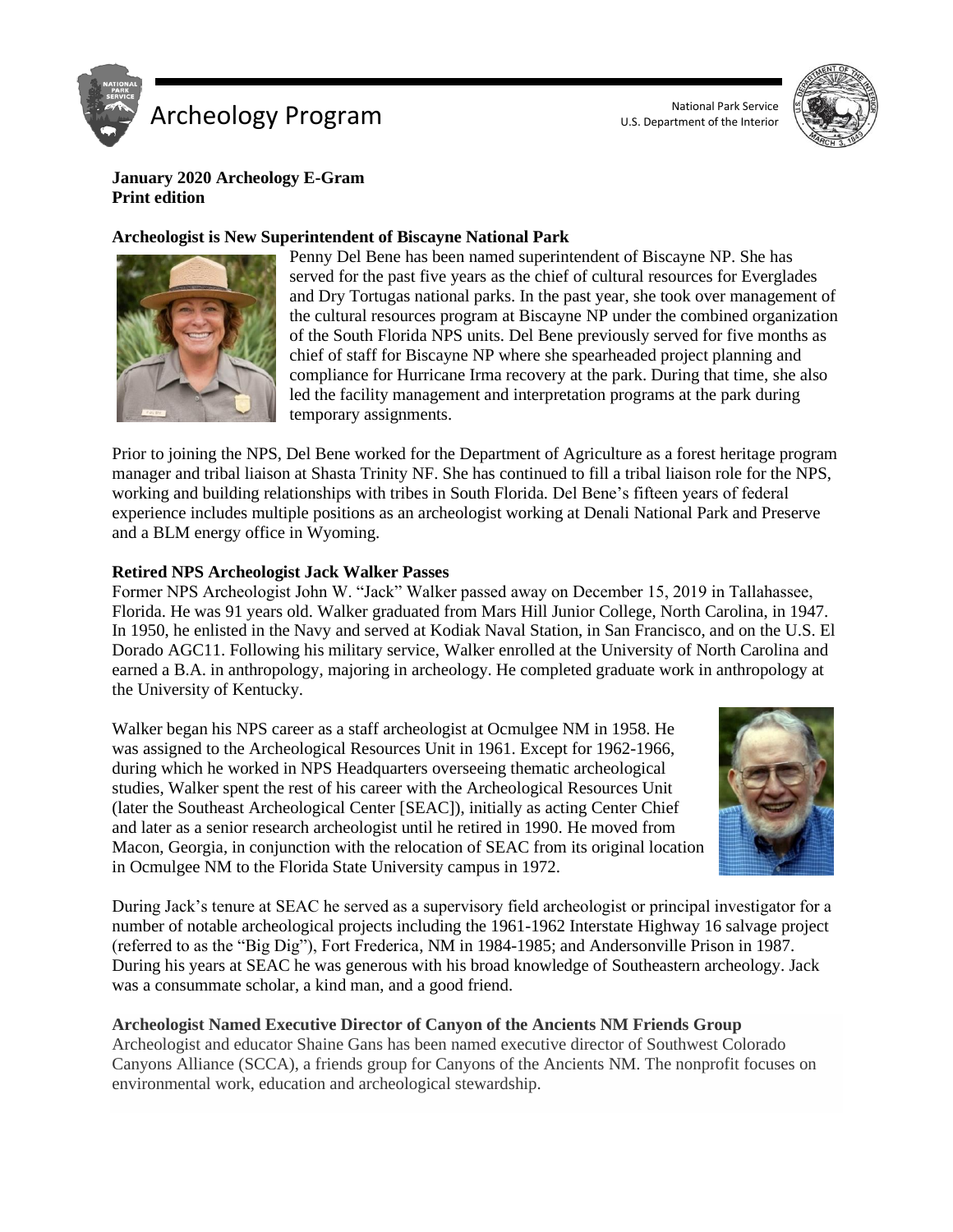# Archeology Program

National Park Service
U.S. Department of the Interior

**January 2020 Archeology E-Gram**
**Print edition**

## Archeologist is New Superintendent of Biscayne National Park

Penny Del Bene has been named superintendent of Biscayne NP. She has served for the past five years as the chief of cultural resources for Everglades and Dry Tortugas national parks. In the past year, she took over management of the cultural resources program at Biscayne NP under the combined organization of the South Florida NPS units. Del Bene previously served for five months as chief of staff for Biscayne NP where she spearheaded project planning and compliance for Hurricane Irma recovery at the park. During that time, she also led the facility management and interpretation programs at the park during temporary assignments.

Prior to joining the NPS, Del Bene worked for the Department of Agriculture as a forest heritage program manager and tribal liaison at Shasta Trinity NF. She has continued to fill a tribal liaison role for the NPS, working and building relationships with tribes in South Florida. Del Bene's fifteen years of federal experience includes multiple positions as an archeologist working at Denali National Park and Preserve and a BLM energy office in Wyoming.

## Retired NPS Archeologist Jack Walker Passes

Former NPS Archeologist John W. "Jack" Walker passed away on December 15, 2019 in Tallahassee, Florida. He was 91 years old. Walker graduated from Mars Hill Junior College, North Carolina, in 1947. In 1950, he enlisted in the Navy and served at Kodiak Naval Station, in San Francisco, and on the U.S. El Dorado AGC11. Following his military service, Walker enrolled at the University of North Carolina and earned a B.A. in anthropology, majoring in archeology. He completed graduate work in anthropology at the University of Kentucky.

Walker began his NPS career as a staff archeologist at Ocmulgee NM in 1958. He was assigned to the Archeological Resources Unit in 1961. Except for 1962-1966, during which he worked in NPS Headquarters overseeing thematic archeological studies, Walker spent the rest of his career with the Archeological Resources Unit (later the Southeast Archeological Center [SEAC]), initially as acting Center Chief and later as a senior research archeologist until he retired in 1990. He moved from Macon, Georgia, in conjunction with the relocation of SEAC from its original location in Ocmulgee NM to the Florida State University campus in 1972.

During Jack's tenure at SEAC he served as a supervisory field archeologist or principal investigator for a number of notable archeological projects including the 1961-1962 Interstate Highway 16 salvage project (referred to as the "Big Dig"), Fort Frederica, NM in 1984-1985; and Andersonville Prison in 1987. During his years at SEAC he was generous with his broad knowledge of Southeastern archeology. Jack was a consummate scholar, a kind man, and a good friend.

## Archeologist Named Executive Director of Canyon of the Ancients NM Friends Group

Archeologist and educator Shaine Gans has been named executive director of Southwest Colorado Canyons Alliance (SCCA), a friends group for Canyons of the Ancients NM. The nonprofit focuses on environmental work, education and archeological stewardship.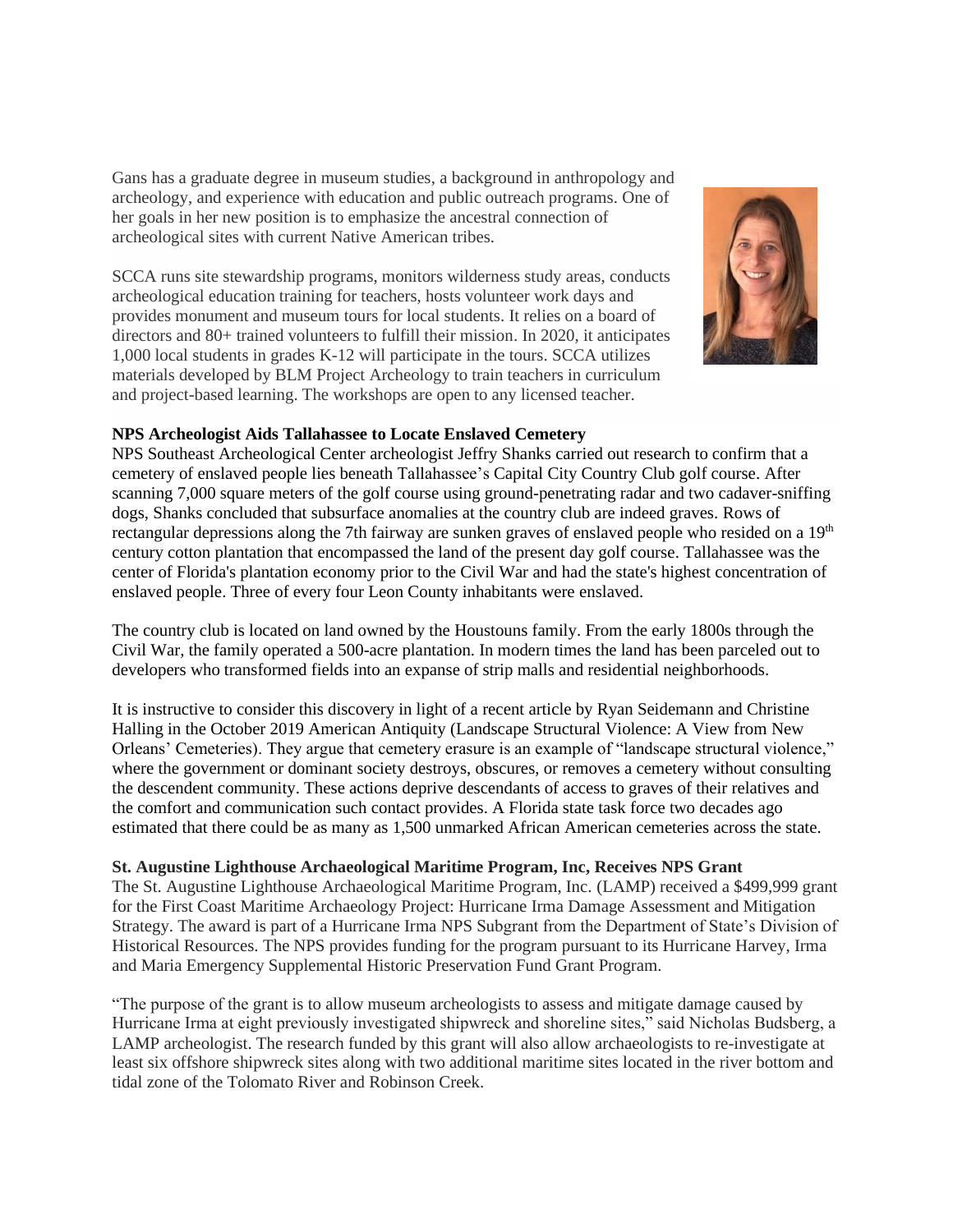Gans has a graduate degree in museum studies, a background in anthropology and archeology, and experience with education and public outreach programs. One of her goals in her new position is to emphasize the ancestral connection of archeological sites with current Native American tribes.

SCCA runs site stewardship programs, monitors wilderness study areas, conducts archeological education training for teachers, hosts volunteer work days and provides monument and museum tours for local students. It relies on a board of directors and 80+ trained volunteers to fulfill their mission. In 2020, it anticipates 1,000 local students in grades K-12 will participate in the tours. SCCA utilizes materials developed by BLM Project Archeology to train teachers in curriculum and project-based learning. The workshops are open to any licensed teacher.

**NPS Archeologist Aids Tallahassee to Locate Enslaved Cemetery**

NPS Southeast Archeological Center archeologist Jeffry Shanks carried out research to confirm that a cemetery of enslaved people lies beneath Tallahassee's Capital City Country Club golf course. After scanning 7,000 square meters of the golf course using ground-penetrating radar and two cadaver-sniffing dogs, Shanks concluded that subsurface anomalies at the country club are indeed graves. Rows of rectangular depressions along the 7th fairway are sunken graves of enslaved people who resided on a 19th century cotton plantation that encompassed the land of the present day golf course. Tallahassee was the center of Florida's plantation economy prior to the Civil War and had the state's highest concentration of enslaved people. Three of every four Leon County inhabitants were enslaved.

The country club is located on land owned by the Houstouns family. From the early 1800s through the Civil War, the family operated a 500-acre plantation. In modern times the land has been parceled out to developers who transformed fields into an expanse of strip malls and residential neighborhoods.

It is instructive to consider this discovery in light of a recent article by Ryan Seidemann and Christine Halling in the October 2019 American Antiquity (Landscape Structural Violence: A View from New Orleans' Cemeteries). They argue that cemetery erasure is an example of "landscape structural violence," where the government or dominant society destroys, obscures, or removes a cemetery without consulting the descendent community. These actions deprive descendants of access to graves of their relatives and the comfort and communication such contact provides. A Florida state task force two decades ago estimated that there could be as many as 1,500 unmarked African American cemeteries across the state.

**St. Augustine Lighthouse Archaeological Maritime Program, Inc, Receives NPS Grant**

The St. Augustine Lighthouse Archaeological Maritime Program, Inc. (LAMP) received a $499,999 grant for the First Coast Maritime Archaeology Project: Hurricane Irma Damage Assessment and Mitigation Strategy. The award is part of a Hurricane Irma NPS Subgrant from the Department of State's Division of Historical Resources. The NPS provides funding for the program pursuant to its Hurricane Harvey, Irma and Maria Emergency Supplemental Historic Preservation Fund Grant Program.

"The purpose of the grant is to allow museum archeologists to assess and mitigate damage caused by Hurricane Irma at eight previously investigated shipwreck and shoreline sites," said Nicholas Budsberg, a LAMP archeologist. The research funded by this grant will also allow archaeologists to re-investigate at least six offshore shipwreck sites along with two additional maritime sites located in the river bottom and tidal zone of the Tolomato River and Robinson Creek.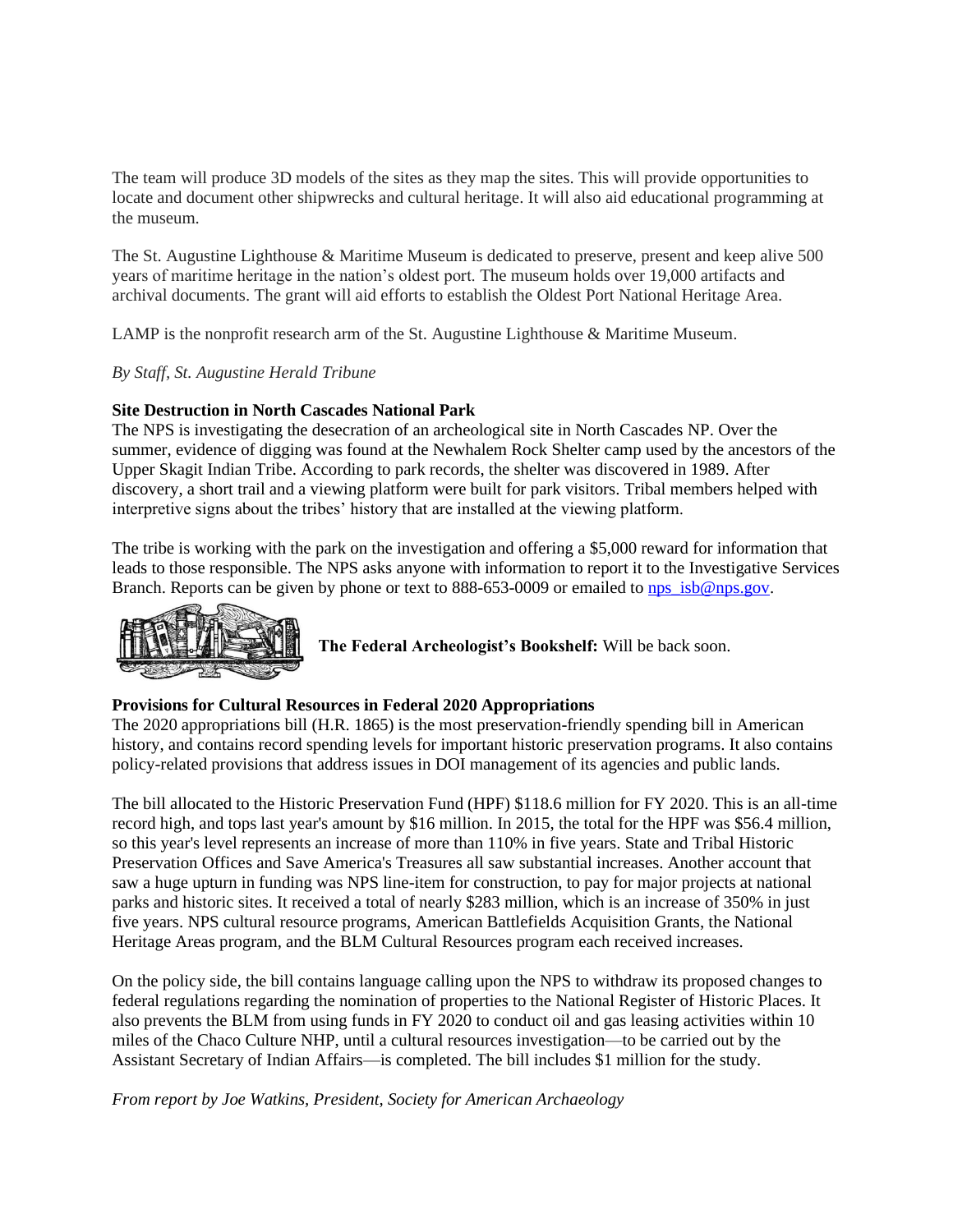The team will produce 3D models of the sites as they map the sites. This will provide opportunities to locate and document other shipwrecks and cultural heritage. It will also aid educational programming at the museum.

The St. Augustine Lighthouse & Maritime Museum is dedicated to preserve, present and keep alive 500 years of maritime heritage in the nation's oldest port. The museum holds over 19,000 artifacts and archival documents. The grant will aid efforts to establish the Oldest Port National Heritage Area.

LAMP is the nonprofit research arm of the St. Augustine Lighthouse & Maritime Museum.

*By Staff, St. Augustine Herald Tribune*

**Site Destruction in North Cascades National Park**

The NPS is investigating the desecration of an archeological site in North Cascades NP. Over the summer, evidence of digging was found at the Newhalem Rock Shelter camp used by the ancestors of the Upper Skagit Indian Tribe. According to park records, the shelter was discovered in 1989. After discovery, a short trail and a viewing platform were built for park visitors. Tribal members helped with interpretive signs about the tribes' history that are installed at the viewing platform.

The tribe is working with the park on the investigation and offering a $5,000 reward for information that leads to those responsible. The NPS asks anyone with information to report it to the Investigative Services Branch. Reports can be given by phone or text to 888-653-0009 or emailed to nps_isb@nps.gov.

**The Federal Archeologist's Bookshelf:** Will be back soon.

**Provisions for Cultural Resources in Federal 2020 Appropriations**

The 2020 appropriations bill (H.R. 1865) is the most preservation-friendly spending bill in American history, and contains record spending levels for important historic preservation programs. It also contains policy-related provisions that address issues in DOI management of its agencies and public lands.

The bill allocated to the Historic Preservation Fund (HPF) $118.6 million for FY 2020. This is an all-time record high, and tops last year's amount by $16 million. In 2015, the total for the HPF was $56.4 million, so this year's level represents an increase of more than 110% in five years. State and Tribal Historic Preservation Offices and Save America's Treasures all saw substantial increases. Another account that saw a huge upturn in funding was NPS line-item for construction, to pay for major projects at national parks and historic sites. It received a total of nearly $283 million, which is an increase of 350% in just five years. NPS cultural resource programs, American Battlefields Acquisition Grants, the National Heritage Areas program, and the BLM Cultural Resources program each received increases.

On the policy side, the bill contains language calling upon the NPS to withdraw its proposed changes to federal regulations regarding the nomination of properties to the National Register of Historic Places. It also prevents the BLM from using funds in FY 2020 to conduct oil and gas leasing activities within 10 miles of the Chaco Culture NHP, until a cultural resources investigation—to be carried out by the Assistant Secretary of Indian Affairs—is completed. The bill includes $1 million for the study.

*From report by Joe Watkins, President, Society for American Archaeology*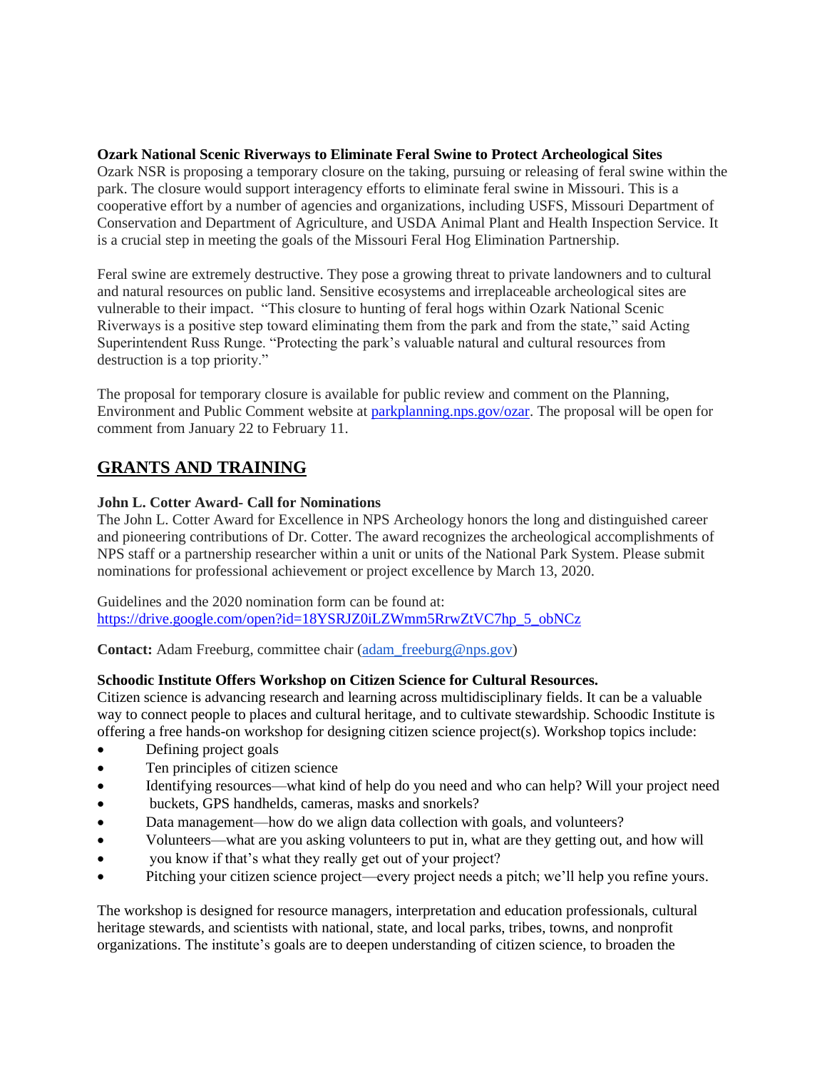**Ozark National Scenic Riverways to Eliminate Feral Swine to Protect Archeological Sites**

Ozark NSR is proposing a temporary closure on the taking, pursuing or releasing of feral swine within the park. The closure would support interagency efforts to eliminate feral swine in Missouri. This is a cooperative effort by a number of agencies and organizations, including USFS, Missouri Department of Conservation and Department of Agriculture, and USDA Animal Plant and Health Inspection Service. It is a crucial step in meeting the goals of the Missouri Feral Hog Elimination Partnership.

Feral swine are extremely destructive. They pose a growing threat to private landowners and to cultural and natural resources on public land. Sensitive ecosystems and irreplaceable archeological sites are vulnerable to their impact. "This closure to hunting of feral hogs within Ozark National Scenic Riverways is a positive step toward eliminating them from the park and from the state," said Acting Superintendent Russ Runge. "Protecting the park's valuable natural and cultural resources from destruction is a top priority."

The proposal for temporary closure is available for public review and comment on the Planning, Environment and Public Comment website at [parkplanning.nps.gov/ozar](parkplanning.nps.gov/ozar). The proposal will be open for comment from January 22 to February 11.

## GRANTS AND TRAINING

**John L. Cotter Award- Call for Nominations**

The John L. Cotter Award for Excellence in NPS Archeology honors the long and distinguished career and pioneering contributions of Dr. Cotter. The award recognizes the archeological accomplishments of NPS staff or a partnership researcher within a unit or units of the National Park System. Please submit nominations for professional achievement or project excellence by March 13, 2020.

Guidelines and the 2020 nomination form can be found at:
[https://drive.google.com/open?id=18YSRJZ0iLZWmm5RrwZtVC7hp_5_obNCz](https://drive.google.com/open?id=18YSRJZ0iLZWmm5RrwZtVC7hp_5_obNCz)

**Contact:** Adam Freeburg, committee chair ([adam_freeburg@nps.gov](mailto:adam_freeburg@nps.gov))

**Schoodic Institute Offers Workshop on Citizen Science for Cultural Resources.**

Citizen science is advancing research and learning across multidisciplinary fields. It can be a valuable way to connect people to places and cultural heritage, and to cultivate stewardship. Schoodic Institute is offering a free hands-on workshop for designing citizen science project(s). Workshop topics include:

- Defining project goals
- Ten principles of citizen science
- Identifying resources—what kind of help do you need and who can help? Will your project need
- buckets, GPS handhelds, cameras, masks and snorkels?
- Data management—how do we align data collection with goals, and volunteers?
- Volunteers—what are you asking volunteers to put in, what are they getting out, and how will
- you know if that's what they really get out of your project?
- Pitching your citizen science project—every project needs a pitch; we'll help you refine yours.

The workshop is designed for resource managers, interpretation and education professionals, cultural heritage stewards, and scientists with national, state, and local parks, tribes, towns, and nonprofit organizations. The institute's goals are to deepen understanding of citizen science, to broaden the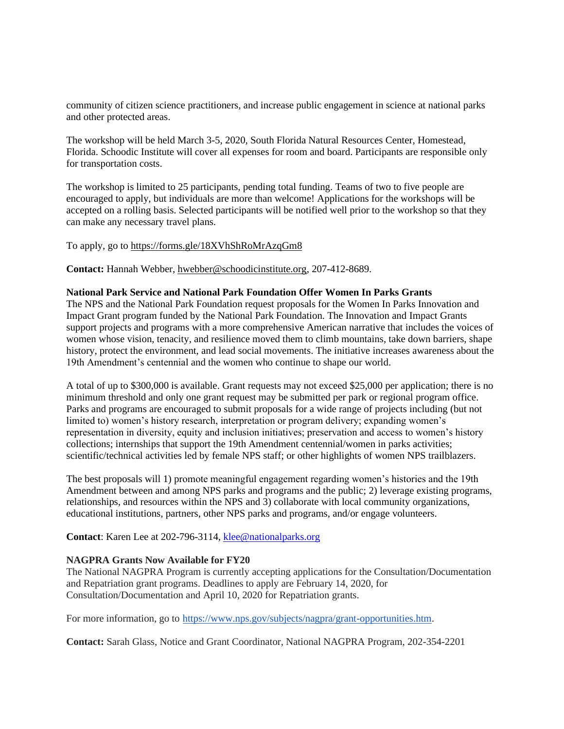community of citizen science practitioners, and increase public engagement in science at national parks and other protected areas.

The workshop will be held March 3-5, 2020, South Florida Natural Resources Center, Homestead, Florida. Schoodic Institute will cover all expenses for room and board. Participants are responsible only for transportation costs.

The workshop is limited to 25 participants, pending total funding. Teams of two to five people are encouraged to apply, but individuals are more than welcome! Applications for the workshops will be accepted on a rolling basis. Selected participants will be notified well prior to the workshop so that they can make any necessary travel plans.

To apply, go to https://forms.gle/18XVhShRoMrAzqGm8

**Contact:** Hannah Webber, hwebber@schoodicinstitute.org, 207-412-8689.

**National Park Service and National Park Foundation Offer Women In Parks Grants**

The NPS and the National Park Foundation request proposals for the Women In Parks Innovation and Impact Grant program funded by the National Park Foundation. The Innovation and Impact Grants support projects and programs with a more comprehensive American narrative that includes the voices of women whose vision, tenacity, and resilience moved them to climb mountains, take down barriers, shape history, protect the environment, and lead social movements. The initiative increases awareness about the 19th Amendment's centennial and the women who continue to shape our world.

A total of up to $300,000 is available. Grant requests may not exceed $25,000 per application; there is no minimum threshold and only one grant request may be submitted per park or regional program office. Parks and programs are encouraged to submit proposals for a wide range of projects including (but not limited to) women's history research, interpretation or program delivery; expanding women's representation in diversity, equity and inclusion initiatives; preservation and access to women's history collections; internships that support the 19th Amendment centennial/women in parks activities; scientific/technical activities led by female NPS staff; or other highlights of women NPS trailblazers.

The best proposals will 1) promote meaningful engagement regarding women's histories and the 19th Amendment between and among NPS parks and programs and the public; 2) leverage existing programs, relationships, and resources within the NPS and 3) collaborate with local community organizations, educational institutions, partners, other NPS parks and programs, and/or engage volunteers.

**Contact**: Karen Lee at 202-796-3114, klee@nationalparks.org

**NAGPRA Grants Now Available for FY20**

The National NAGPRA Program is currently accepting applications for the Consultation/Documentation and Repatriation grant programs. Deadlines to apply are February 14, 2020, for Consultation/Documentation and April 10, 2020 for Repatriation grants.

For more information, go to https://www.nps.gov/subjects/nagpra/grant-opportunities.htm.

**Contact:** Sarah Glass, Notice and Grant Coordinator, National NAGPRA Program, 202-354-2201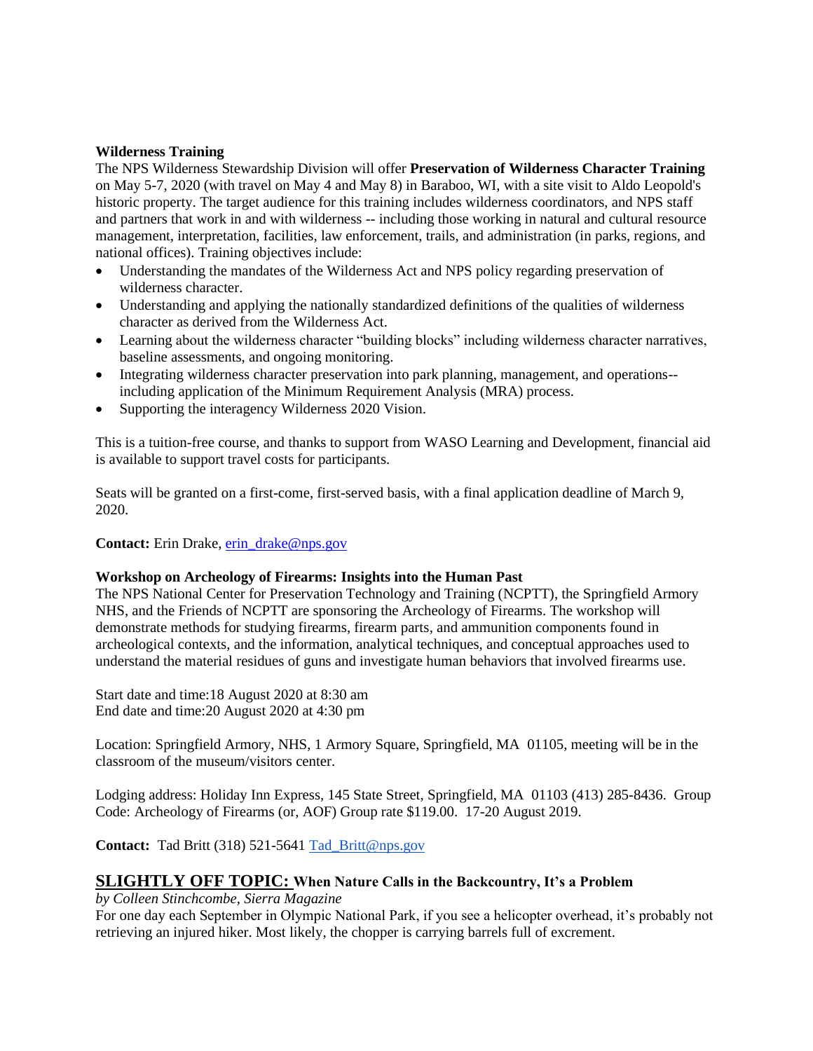**Wilderness Training**

The NPS Wilderness Stewardship Division will offer **Preservation of Wilderness Character Training** on May 5-7, 2020 (with travel on May 4 and May 8) in Baraboo, WI, with a site visit to Aldo Leopold's historic property. The target audience for this training includes wilderness coordinators, and NPS staff and partners that work in and with wilderness -- including those working in natural and cultural resource management, interpretation, facilities, law enforcement, trails, and administration (in parks, regions, and national offices). Training objectives include:

- Understanding the mandates of the Wilderness Act and NPS policy regarding preservation of wilderness character.
- Understanding and applying the nationally standardized definitions of the qualities of wilderness character as derived from the Wilderness Act.
- Learning about the wilderness character "building blocks" including wilderness character narratives, baseline assessments, and ongoing monitoring.
- Integrating wilderness character preservation into park planning, management, and operations--including application of the Minimum Requirement Analysis (MRA) process.
- Supporting the interagency Wilderness 2020 Vision.

This is a tuition-free course, and thanks to support from WASO Learning and Development, financial aid is available to support travel costs for participants.

Seats will be granted on a first-come, first-served basis, with a final application deadline of March 9, 2020.

**Contact:** Erin Drake, erin_drake@nps.gov

**Workshop on Archeology of Firearms: Insights into the Human Past**

The NPS National Center for Preservation Technology and Training (NCPTT), the Springfield Armory NHS, and the Friends of NCPTT are sponsoring the Archeology of Firearms. The workshop will demonstrate methods for studying firearms, firearm parts, and ammunition components found in archeological contexts, and the information, analytical techniques, and conceptual approaches used to understand the material residues of guns and investigate human behaviors that involved firearms use.

Start date and time:18 August 2020 at 8:30 am
End date and time:20 August 2020 at 4:30 pm

Location: Springfield Armory, NHS, 1 Armory Square, Springfield, MA 01105, meeting will be in the classroom of the museum/visitors center.

Lodging address: Holiday Inn Express, 145 State Street, Springfield, MA 01103 (413) 285-8436. Group Code: Archeology of Firearms (or, AOF) Group rate $119.00. 17-20 August 2019.

**Contact:** Tad Britt (318) 521-5641 Tad_Britt@nps.gov

## SLIGHTLY OFF TOPIC: When Nature Calls in the Backcountry, It's a Problem

*by Colleen Stinchcombe, Sierra Magazine*

For one day each September in Olympic National Park, if you see a helicopter overhead, it's probably not retrieving an injured hiker. Most likely, the chopper is carrying barrels full of excrement.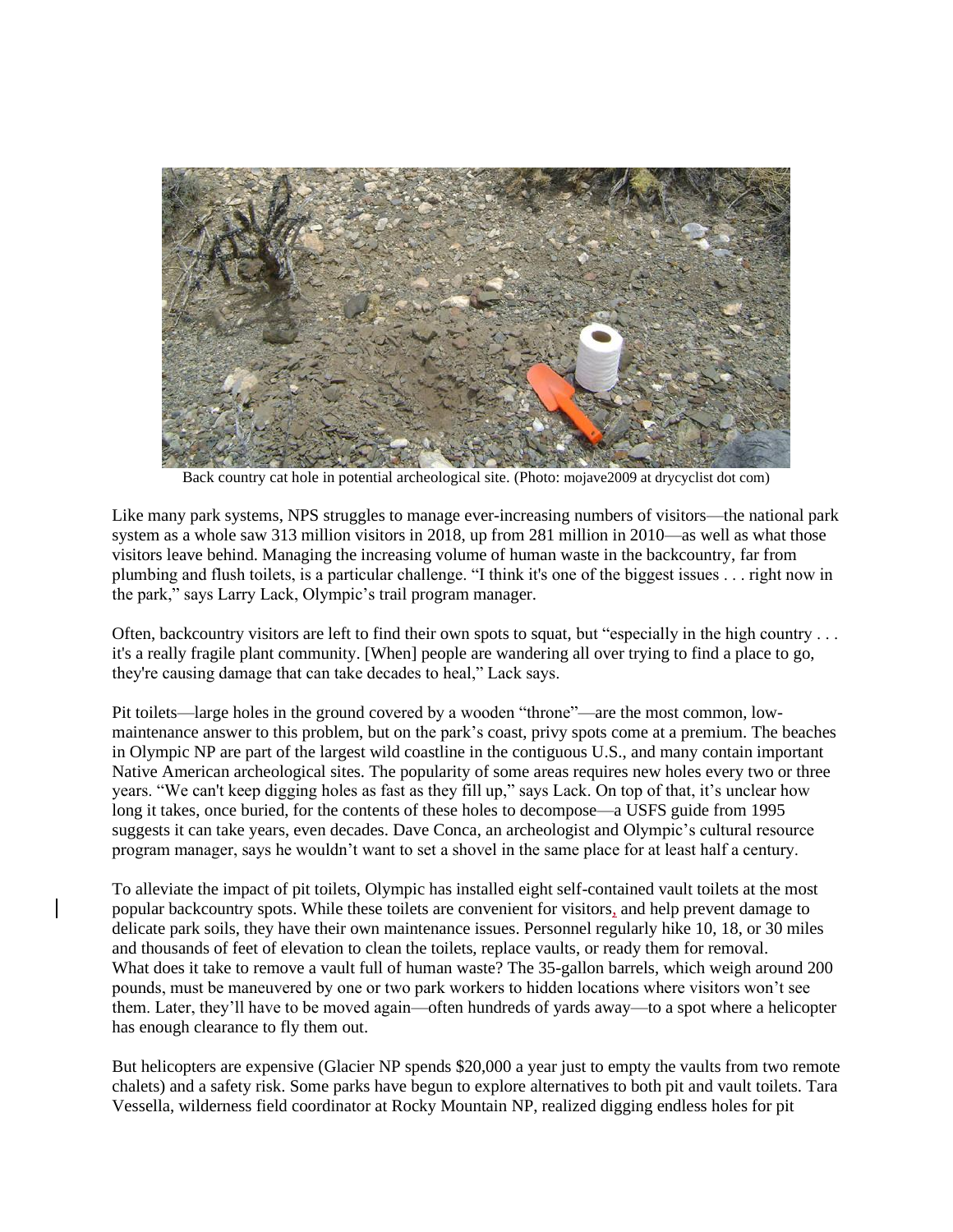Back country cat hole in potential archeological site. (Photo: mojave2009 at drycyclist dot com)

Like many park systems, NPS struggles to manage ever-increasing numbers of visitors—the national park system as a whole saw 313 million visitors in 2018, up from 281 million in 2010—as well as what those visitors leave behind. Managing the increasing volume of human waste in the backcountry, far from plumbing and flush toilets, is a particular challenge. "I think it's one of the biggest issues . . . right now in the park," says Larry Lack, Olympic's trail program manager.

Often, backcountry visitors are left to find their own spots to squat, but "especially in the high country . . . it's a really fragile plant community. [When] people are wandering all over trying to find a place to go, they're causing damage that can take decades to heal," Lack says.

Pit toilets—large holes in the ground covered by a wooden "throne"—are the most common, low-maintenance answer to this problem, but on the park's coast, privy spots come at a premium. The beaches in Olympic NP are part of the largest wild coastline in the contiguous U.S., and many contain important Native American archeological sites. The popularity of some areas requires new holes every two or three years. "We can't keep digging holes as fast as they fill up," says Lack. On top of that, it's unclear how long it takes, once buried, for the contents of these holes to decompose—a USFS guide from 1995 suggests it can take years, even decades. Dave Conca, an archeologist and Olympic's cultural resource program manager, says he wouldn't want to set a shovel in the same place for at least half a century.

To alleviate the impact of pit toilets, Olympic has installed eight self-contained vault toilets at the most popular backcountry spots. While these toilets are convenient for visitors, and help prevent damage to delicate park soils, they have their own maintenance issues. Personnel regularly hike 10, 18, or 30 miles and thousands of feet of elevation to clean the toilets, replace vaults, or ready them for removal. What does it take to remove a vault full of human waste? The 35-gallon barrels, which weigh around 200 pounds, must be maneuvered by one or two park workers to hidden locations where visitors won't see them. Later, they'll have to be moved again—often hundreds of yards away—to a spot where a helicopter has enough clearance to fly them out.

But helicopters are expensive (Glacier NP spends $20,000 a year just to empty the vaults from two remote chalets) and a safety risk. Some parks have begun to explore alternatives to both pit and vault toilets. Tara Vessella, wilderness field coordinator at Rocky Mountain NP, realized digging endless holes for pit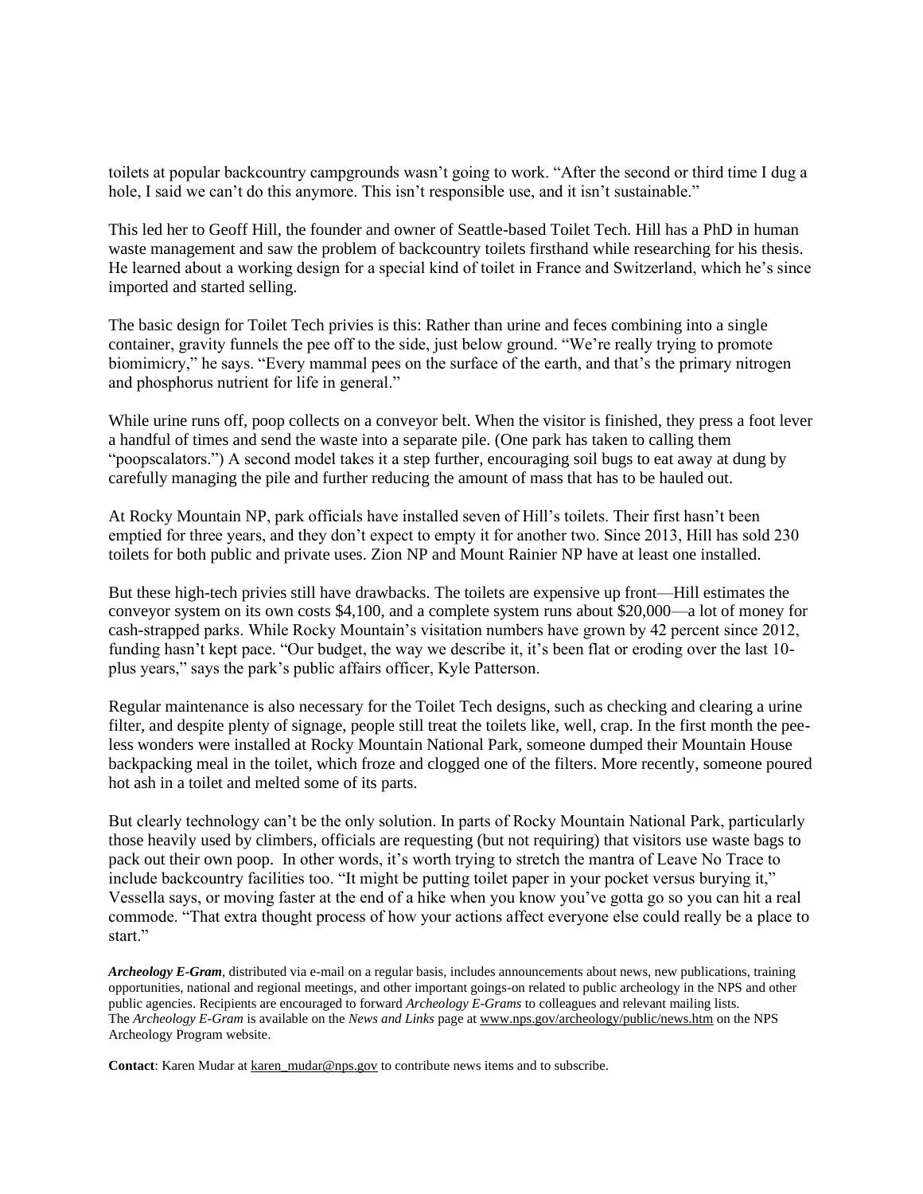toilets at popular backcountry campgrounds wasn't going to work. "After the second or third time I dug a hole, I said we can't do this anymore. This isn't responsible use, and it isn't sustainable."

This led her to Geoff Hill, the founder and owner of Seattle-based Toilet Tech. Hill has a PhD in human waste management and saw the problem of backcountry toilets firsthand while researching for his thesis. He learned about a working design for a special kind of toilet in France and Switzerland, which he's since imported and started selling.

The basic design for Toilet Tech privies is this: Rather than urine and feces combining into a single container, gravity funnels the pee off to the side, just below ground. "We're really trying to promote biomimicry," he says. "Every mammal pees on the surface of the earth, and that's the primary nitrogen and phosphorus nutrient for life in general."

While urine runs off, poop collects on a conveyor belt. When the visitor is finished, they press a foot lever a handful of times and send the waste into a separate pile. (One park has taken to calling them "poopscalators.") A second model takes it a step further, encouraging soil bugs to eat away at dung by carefully managing the pile and further reducing the amount of mass that has to be hauled out.

At Rocky Mountain NP, park officials have installed seven of Hill's toilets. Their first hasn't been emptied for three years, and they don't expect to empty it for another two. Since 2013, Hill has sold 230 toilets for both public and private uses. Zion NP and Mount Rainier NP have at least one installed.

But these high-tech privies still have drawbacks. The toilets are expensive up front—Hill estimates the conveyor system on its own costs $4,100, and a complete system runs about $20,000—a lot of money for cash-strapped parks. While Rocky Mountain's visitation numbers have grown by 42 percent since 2012, funding hasn't kept pace. "Our budget, the way we describe it, it's been flat or eroding over the last 10-plus years," says the park's public affairs officer, Kyle Patterson.

Regular maintenance is also necessary for the Toilet Tech designs, such as checking and clearing a urine filter, and despite plenty of signage, people still treat the toilets like, well, crap. In the first month the pee-less wonders were installed at Rocky Mountain National Park, someone dumped their Mountain House backpacking meal in the toilet, which froze and clogged one of the filters. More recently, someone poured hot ash in a toilet and melted some of its parts.

But clearly technology can't be the only solution. In parts of Rocky Mountain National Park, particularly those heavily used by climbers, officials are requesting (but not requiring) that visitors use waste bags to pack out their own poop. In other words, it's worth trying to stretch the mantra of Leave No Trace to include backcountry facilities too. "It might be putting toilet paper in your pocket versus burying it," Vessella says, or moving faster at the end of a hike when you know you've gotta go so you can hit a real commode. "That extra thought process of how your actions affect everyone else could really be a place to start."

***Archeology E-Gram***, distributed via e-mail on a regular basis, includes announcements about news, new publications, training opportunities, national and regional meetings, and other important goings-on related to public archeology in the NPS and other public agencies. Recipients are encouraged to forward *Archeology E-Grams* to colleagues and relevant mailing lists. The *Archeology E-Gram* is available on the *News and Links* page at www.nps.gov/archeology/public/news.htm on the NPS Archeology Program website.

**Contact**: Karen Mudar at karen_mudar@nps.gov to contribute news items and to subscribe.